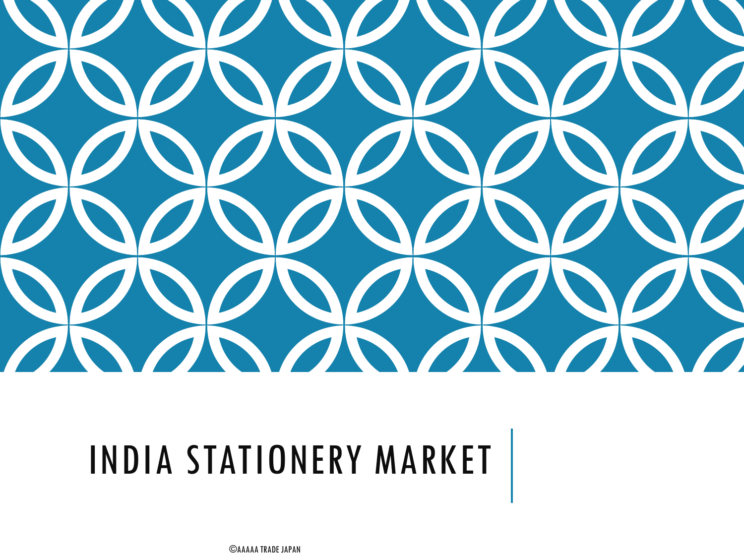# INDIA STATIONERY MARKET

©AAAAA TRADE JAPAN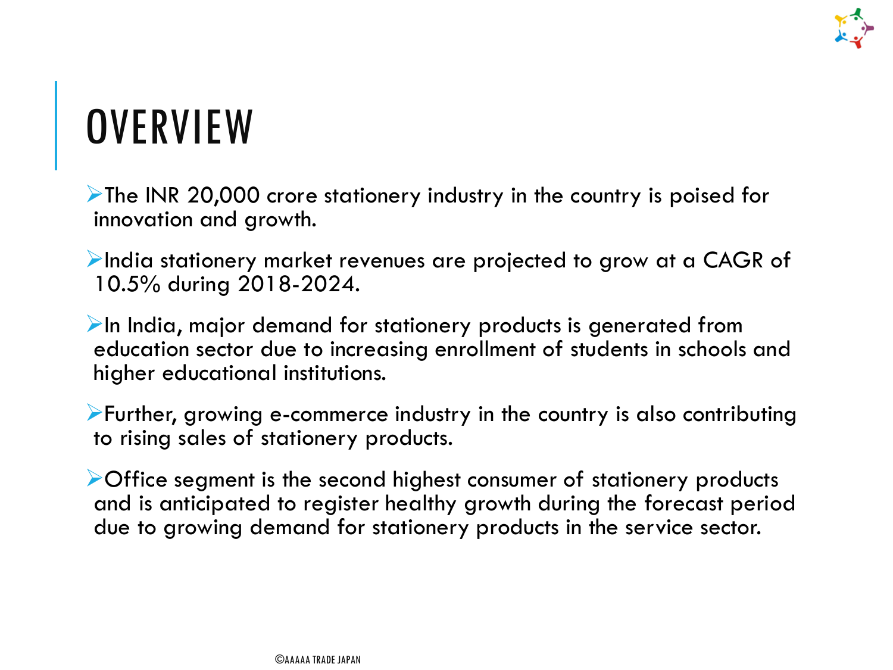# OVERVIEW

- The INR 20,000 crore stationery industry in the country is poised for innovation and growth.
- India stationery market revenues are projected to grow at a CAGR of 10.5% during 2018-2024.
- In India, major demand for stationery products is generated from education sector due to increasing enrollment of students in schools and higher educational institutions.
- Further, growing e-commerce industry in the country is also contributing to rising sales of stationery products.
- Office segment is the second highest consumer of stationery products and is anticipated to register healthy growth during the forecast period due to growing demand for stationery products in the service sector.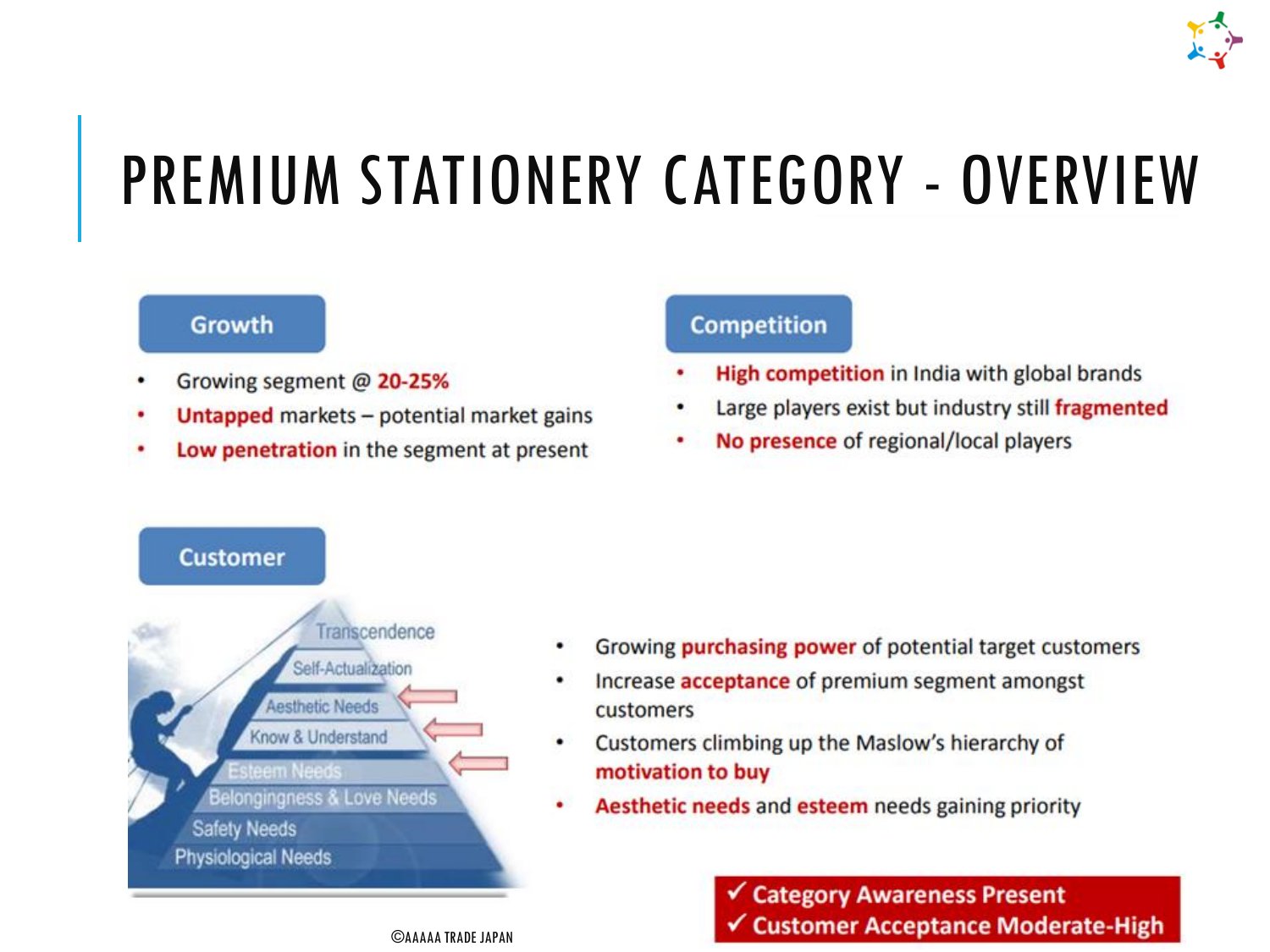# PREMIUM STATIONERY CATEGORY - OVERVIEW

## Growth

- Growing segment @ **20-25%**
- **Untapped** markets – potential market gains
- **Low penetration** in the segment at present

## Competition

- **High competition** in India with global brands
- Large players exist but industry still **fragmented**
- **No presence** of regional/local players

## Customer

Transcendence
Self-Actualization
Aesthetic Needs
Know & Understand
Esteem Needs
Belongingness & Love Needs
Safety Needs
Physiological Needs

- Growing **purchasing power** of potential target customers
- Increase **acceptance** of premium segment amongst customers
- Customers climbing up the Maslow's hierarchy of **motivation to buy**
- **Aesthetic needs** and **esteem** needs gaining priority

✓ **Category Awareness Present**
✓ **Customer Acceptance Moderate-High**

©AAAAA TRADE JAPAN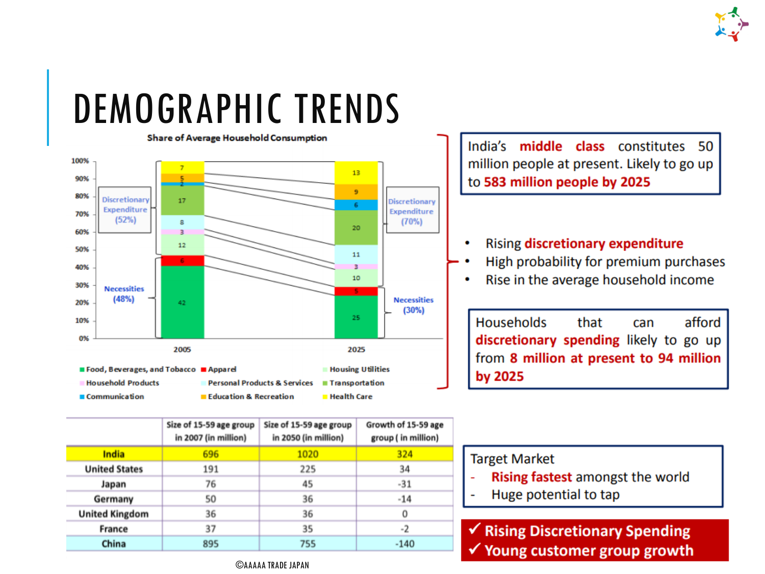# DEMOGRAPHIC TRENDS

**Share of Average Household Consumption**

| Category | 2005 | 2025 |
| --- | --- | --- |
| Food, Beverages, and Tobacco | 42 | 25 |
| Apparel | 6 | 5 |
| Housing Utilities | 12 | 10 |
| Household Products | 3 | 3 |
| Personal Products & Services | 8 | 11 |
| Transportation | 17 | 20 |
| Communication | 2 | 6 |
| Education & Recreation | 5 | 9 |
| Health Care | 7 | 13 |

2005: Discretionary Expenditure (52%), Necessities (48%)

2025: Discretionary Expenditure (70%), Necessities (30%)

India's **middle class** constitutes 50 million people at present. Likely to go up to **583 million people by 2025**

- Rising **discretionary expenditure**
- High probability for premium purchases
- Rise in the average household income

Households that can afford **discretionary spending** likely to go up from **8 million at present to 94 million by 2025**

| | Size of 15-59 age group in 2007 (in million) | Size of 15-59 age group in 2050 (in million) | Growth of 15-59 age group ( in million) |
| --- | --- | --- | --- |
| India | 696 | 1020 | 324 |
| United States | 191 | 225 | 34 |
| Japan | 76 | 45 | -31 |
| Germany | 50 | 36 | -14 |
| United Kingdom | 36 | 36 | 0 |
| France | 37 | 35 | -2 |
| China | 895 | 755 | -140 |

Target Market
- **Rising fastest** amongst the world
- Huge potential to tap

**✓ Rising Discretionary Spending**
**✓ Young customer group growth**

©AAAAA TRADE JAPAN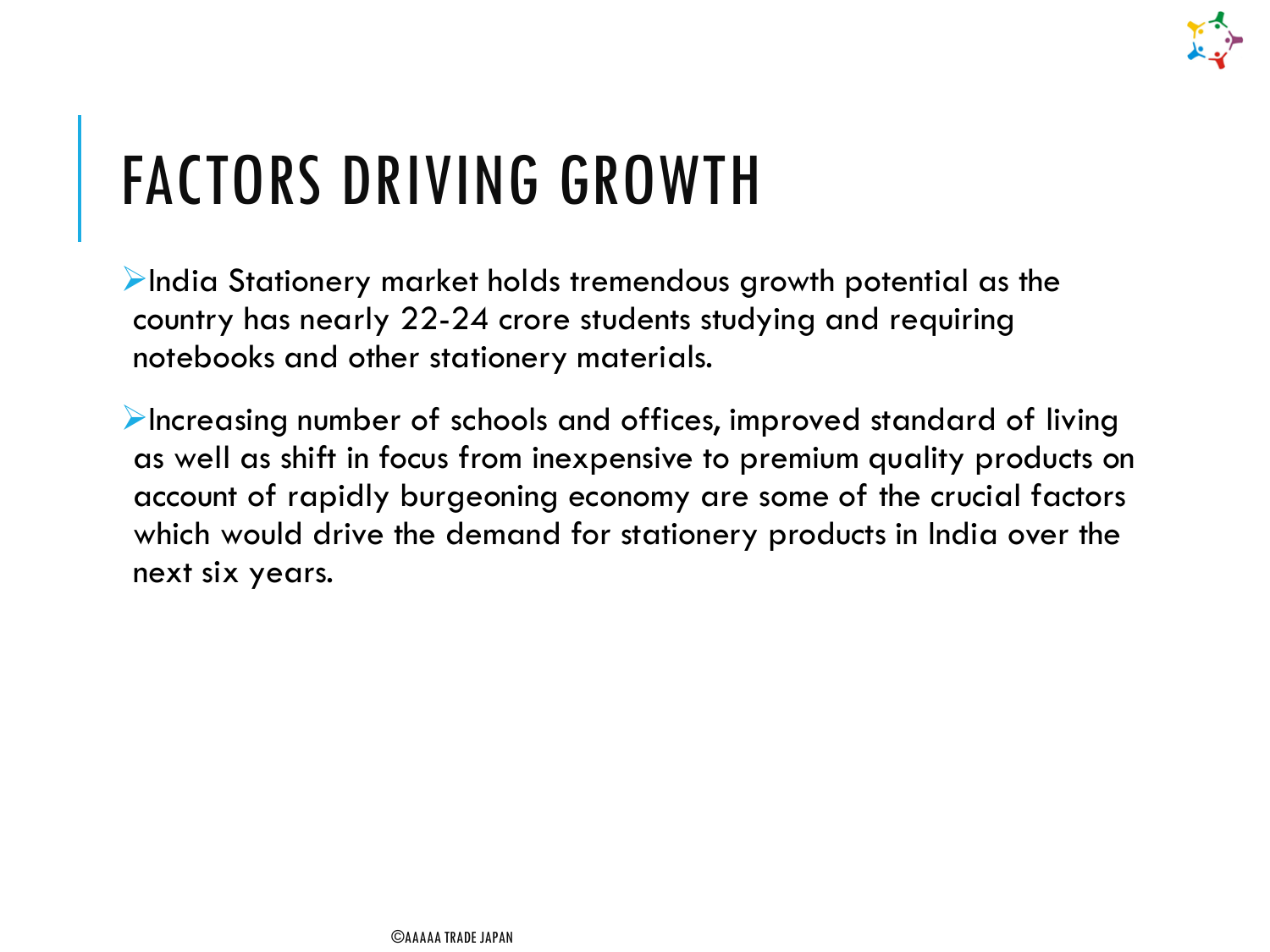# FACTORS DRIVING GROWTH

- India Stationery market holds tremendous growth potential as the country has nearly 22-24 crore students studying and requiring notebooks and other stationery materials.

- Increasing number of schools and offices, improved standard of living as well as shift in focus from inexpensive to premium quality products on account of rapidly burgeoning economy are some of the crucial factors which would drive the demand for stationery products in India over the next six years.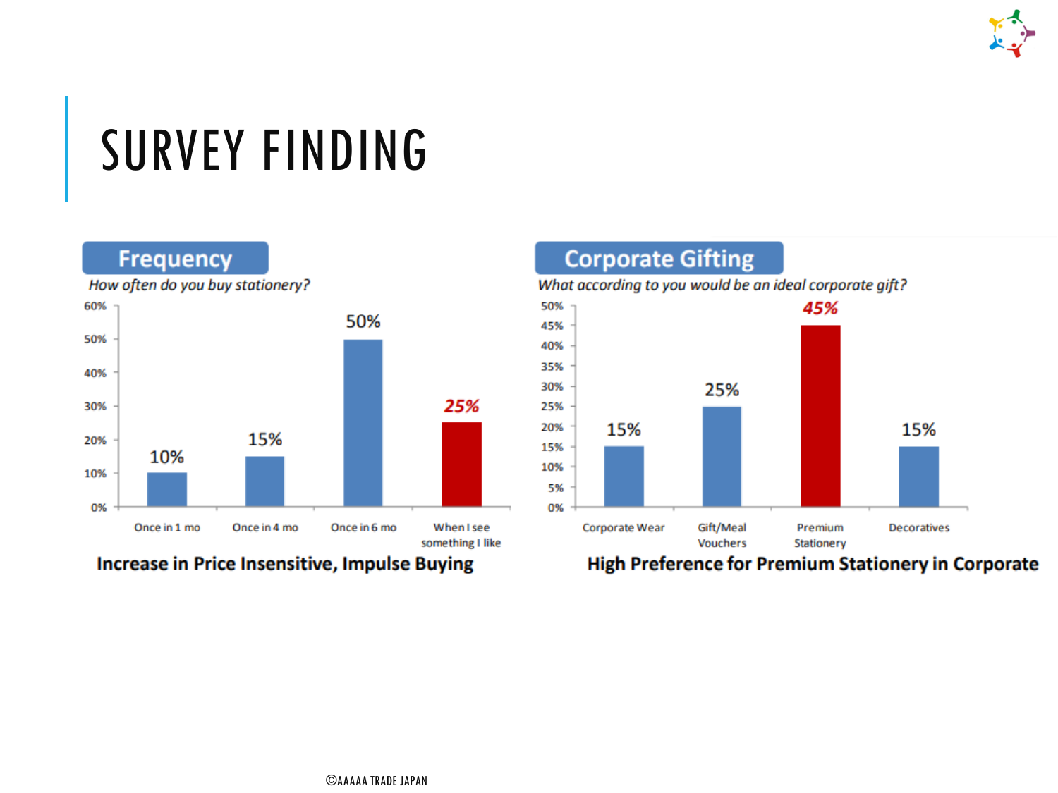# SURVEY FINDING

## Frequency

*How often do you buy stationery?*

| Response | Percentage |
|---|---|
| Once in 1 mo | 10% |
| Once in 4 mo | 15% |
| Once in 6 mo | 50% |
| When I see something I like | 25% |

**Increase in Price Insensitive, Impulse Buying**

## Corporate Gifting

*What according to you would be an ideal corporate gift?*

| Response | Percentage |
|---|---|
| Corporate Wear | 15% |
| Gift/Meal Vouchers | 25% |
| Premium Stationery | 45% |
| Decoratives | 15% |

**High Preference for Premium Stationery in Corporate**

©AAAAA TRADE JAPAN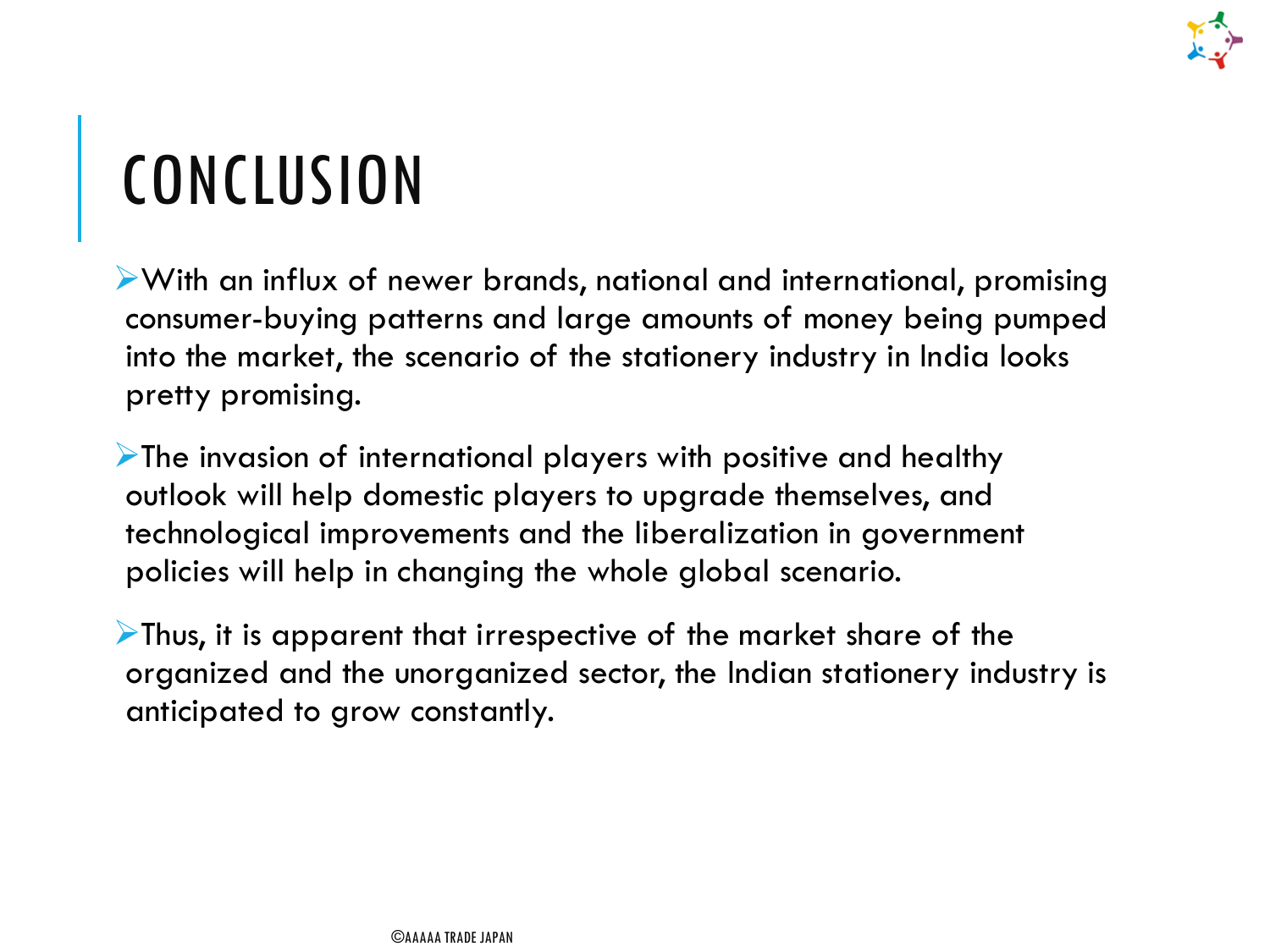# CONCLUSION

- With an influx of newer brands, national and international, promising consumer-buying patterns and large amounts of money being pumped into the market, the scenario of the stationery industry in India looks pretty promising.
- The invasion of international players with positive and healthy outlook will help domestic players to upgrade themselves, and technological improvements and the liberalization in government policies will help in changing the whole global scenario.
- Thus, it is apparent that irrespective of the market share of the organized and the unorganized sector, the Indian stationery industry is anticipated to grow constantly.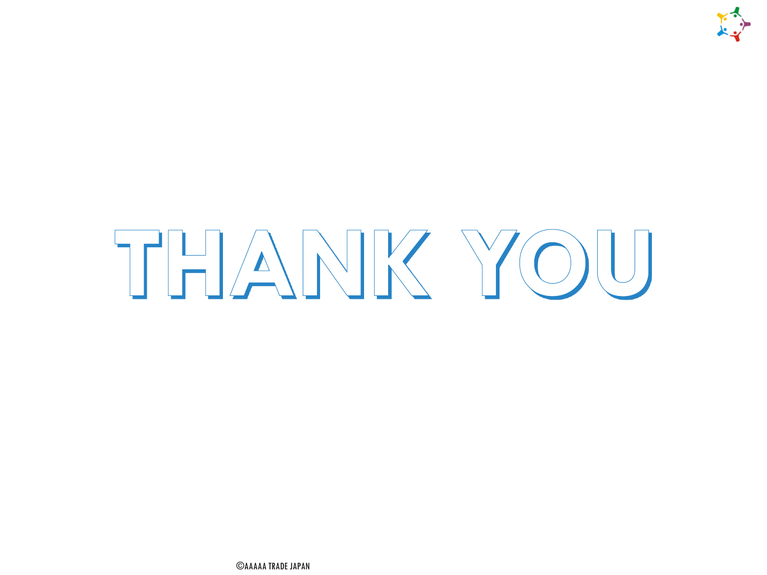# THANK YOU

©AAAAA TRADE JAPAN